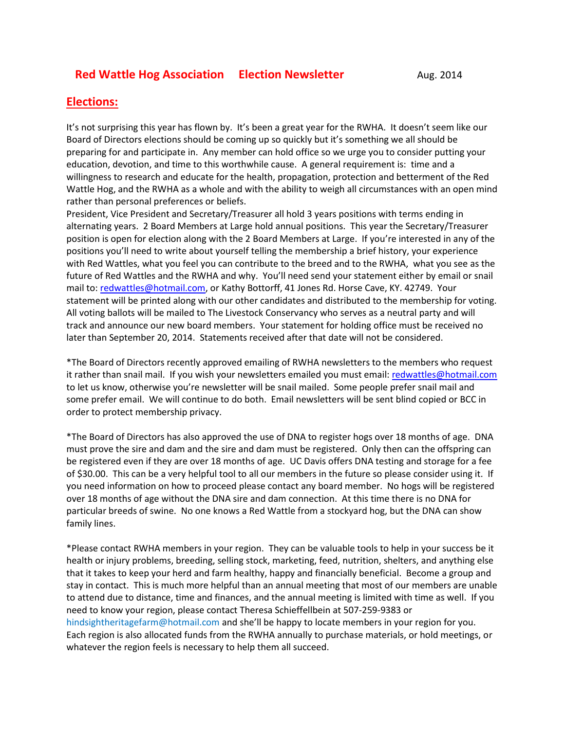# Red Wattle Hog Association    Election Newsletter    Aug. 2014

## Elections:

It's not surprising this year has flown by. It's been a great year for the RWHA. It doesn't seem like our Board of Directors elections should be coming up so quickly but it's something we all should be preparing for and participate in. Any member can hold office so we urge you to consider putting your education, devotion, and time to this worthwhile cause. A general requirement is: time and a willingness to research and educate for the health, propagation, protection and betterment of the Red Wattle Hog, and the RWHA as a whole and with the ability to weigh all circumstances with an open mind rather than personal preferences or beliefs.
President, Vice President and Secretary/Treasurer all hold 3 years positions with terms ending in alternating years. 2 Board Members at Large hold annual positions. This year the Secretary/Treasurer position is open for election along with the 2 Board Members at Large. If you're interested in any of the positions you'll need to write about yourself telling the membership a brief history, your experience with Red Wattles, what you feel you can contribute to the breed and to the RWHA, what you see as the future of Red Wattles and the RWHA and why. You'll need send your statement either by email or snail mail to: redwattles@hotmail.com, or Kathy Bottorff, 41 Jones Rd. Horse Cave, KY. 42749. Your statement will be printed along with our other candidates and distributed to the membership for voting. All voting ballots will be mailed to The Livestock Conservancy who serves as a neutral party and will track and announce our new board members. Your statement for holding office must be received no later than September 20, 2014. Statements received after that date will not be considered.

*The Board of Directors recently approved emailing of RWHA newsletters to the members who request it rather than snail mail. If you wish your newsletters emailed you must email: redwattles@hotmail.com to let us know, otherwise you're newsletter will be snail mailed. Some people prefer snail mail and some prefer email. We will continue to do both. Email newsletters will be sent blind copied or BCC in order to protect membership privacy.

*The Board of Directors has also approved the use of DNA to register hogs over 18 months of age. DNA must prove the sire and dam and the sire and dam must be registered. Only then can the offspring can be registered even if they are over 18 months of age. UC Davis offers DNA testing and storage for a fee of $30.00. This can be a very helpful tool to all our members in the future so please consider using it. If you need information on how to proceed please contact any board member. No hogs will be registered over 18 months of age without the DNA sire and dam connection. At this time there is no DNA for particular breeds of swine. No one knows a Red Wattle from a stockyard hog, but the DNA can show family lines.

*Please contact RWHA members in your region. They can be valuable tools to help in your success be it health or injury problems, breeding, selling stock, marketing, feed, nutrition, shelters, and anything else that it takes to keep your herd and farm healthy, happy and financially beneficial. Become a group and stay in contact. This is much more helpful than an annual meeting that most of our members are unable to attend due to distance, time and finances, and the annual meeting is limited with time as well. If you need to know your region, please contact Theresa Schieffellbein at 507-259-9383 or hindsightheritagefarm@hotmail.com and she'll be happy to locate members in your region for you. Each region is also allocated funds from the RWHA annually to purchase materials, or hold meetings, or whatever the region feels is necessary to help them all succeed.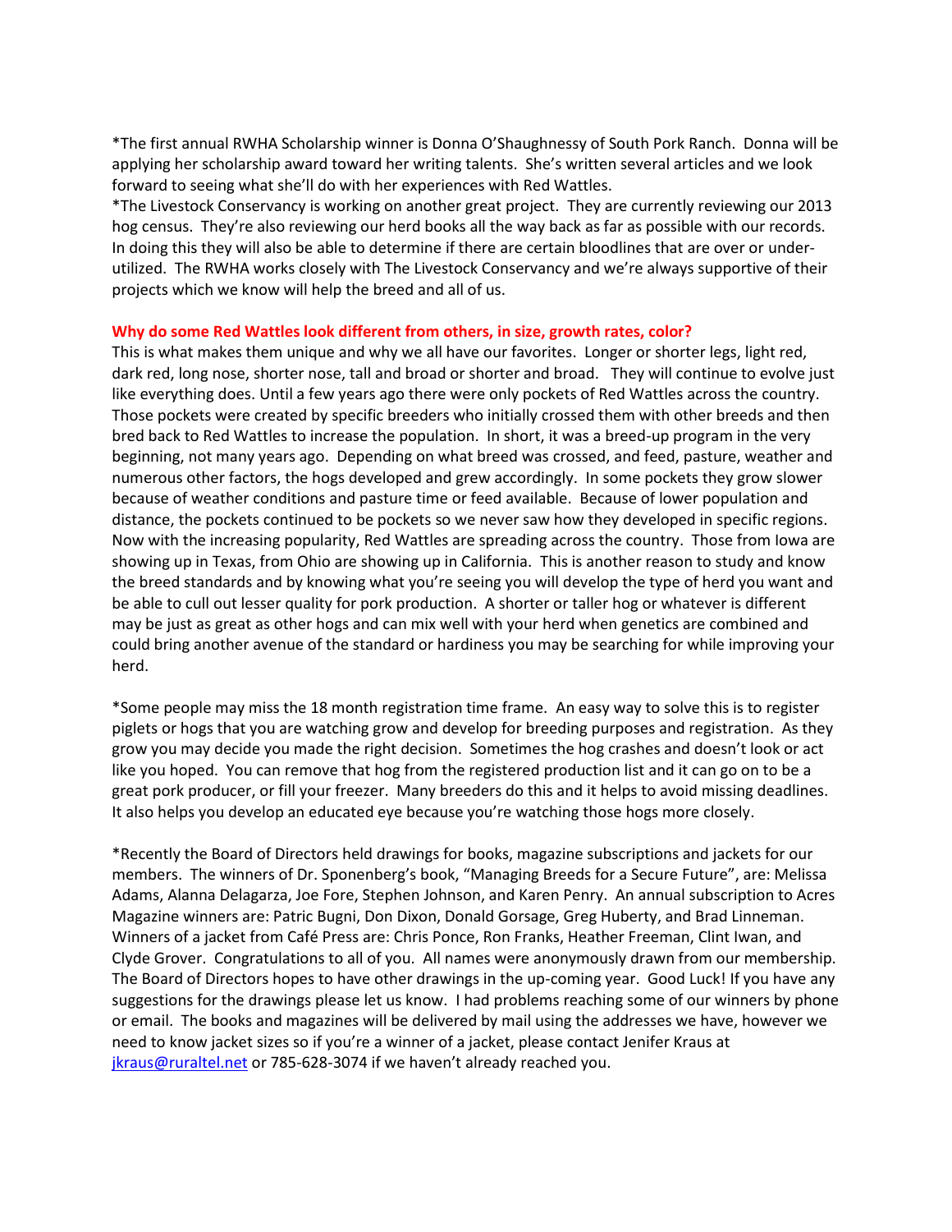*The first annual RWHA Scholarship winner is Donna O'Shaughnessy of South Pork Ranch. Donna will be applying her scholarship award toward her writing talents. She's written several articles and we look forward to seeing what she'll do with her experiences with Red Wattles.

*The Livestock Conservancy is working on another great project. They are currently reviewing our 2013 hog census. They're also reviewing our herd books all the way back as far as possible with our records. In doing this they will also be able to determine if there are certain bloodlines that are over or under-utilized. The RWHA works closely with The Livestock Conservancy and we're always supportive of their projects which we know will help the breed and all of us.

**Why do some Red Wattles look different from others, in size, growth rates, color?**

This is what makes them unique and why we all have our favorites. Longer or shorter legs, light red, dark red, long nose, shorter nose, tall and broad or shorter and broad. They will continue to evolve just like everything does. Until a few years ago there were only pockets of Red Wattles across the country. Those pockets were created by specific breeders who initially crossed them with other breeds and then bred back to Red Wattles to increase the population. In short, it was a breed-up program in the very beginning, not many years ago. Depending on what breed was crossed, and feed, pasture, weather and numerous other factors, the hogs developed and grew accordingly. In some pockets they grow slower because of weather conditions and pasture time or feed available. Because of lower population and distance, the pockets continued to be pockets so we never saw how they developed in specific regions. Now with the increasing popularity, Red Wattles are spreading across the country. Those from Iowa are showing up in Texas, from Ohio are showing up in California. This is another reason to study and know the breed standards and by knowing what you're seeing you will develop the type of herd you want and be able to cull out lesser quality for pork production. A shorter or taller hog or whatever is different may be just as great as other hogs and can mix well with your herd when genetics are combined and could bring another avenue of the standard or hardiness you may be searching for while improving your herd.

*Some people may miss the 18 month registration time frame. An easy way to solve this is to register piglets or hogs that you are watching grow and develop for breeding purposes and registration. As they grow you may decide you made the right decision. Sometimes the hog crashes and doesn't look or act like you hoped. You can remove that hog from the registered production list and it can go on to be a great pork producer, or fill your freezer. Many breeders do this and it helps to avoid missing deadlines. It also helps you develop an educated eye because you're watching those hogs more closely.

*Recently the Board of Directors held drawings for books, magazine subscriptions and jackets for our members. The winners of Dr. Sponenberg's book, "Managing Breeds for a Secure Future", are: Melissa Adams, Alanna Delagarza, Joe Fore, Stephen Johnson, and Karen Penry. An annual subscription to Acres Magazine winners are: Patric Bugni, Don Dixon, Donald Gorsage, Greg Huberty, and Brad Linneman. Winners of a jacket from Café Press are: Chris Ponce, Ron Franks, Heather Freeman, Clint Iwan, and Clyde Grover. Congratulations to all of you. All names were anonymously drawn from our membership. The Board of Directors hopes to have other drawings in the up-coming year. Good Luck! If you have any suggestions for the drawings please let us know. I had problems reaching some of our winners by phone or email. The books and magazines will be delivered by mail using the addresses we have, however we need to know jacket sizes so if you're a winner of a jacket, please contact Jenifer Kraus at jkraus@ruraltel.net or 785-628-3074 if we haven't already reached you.